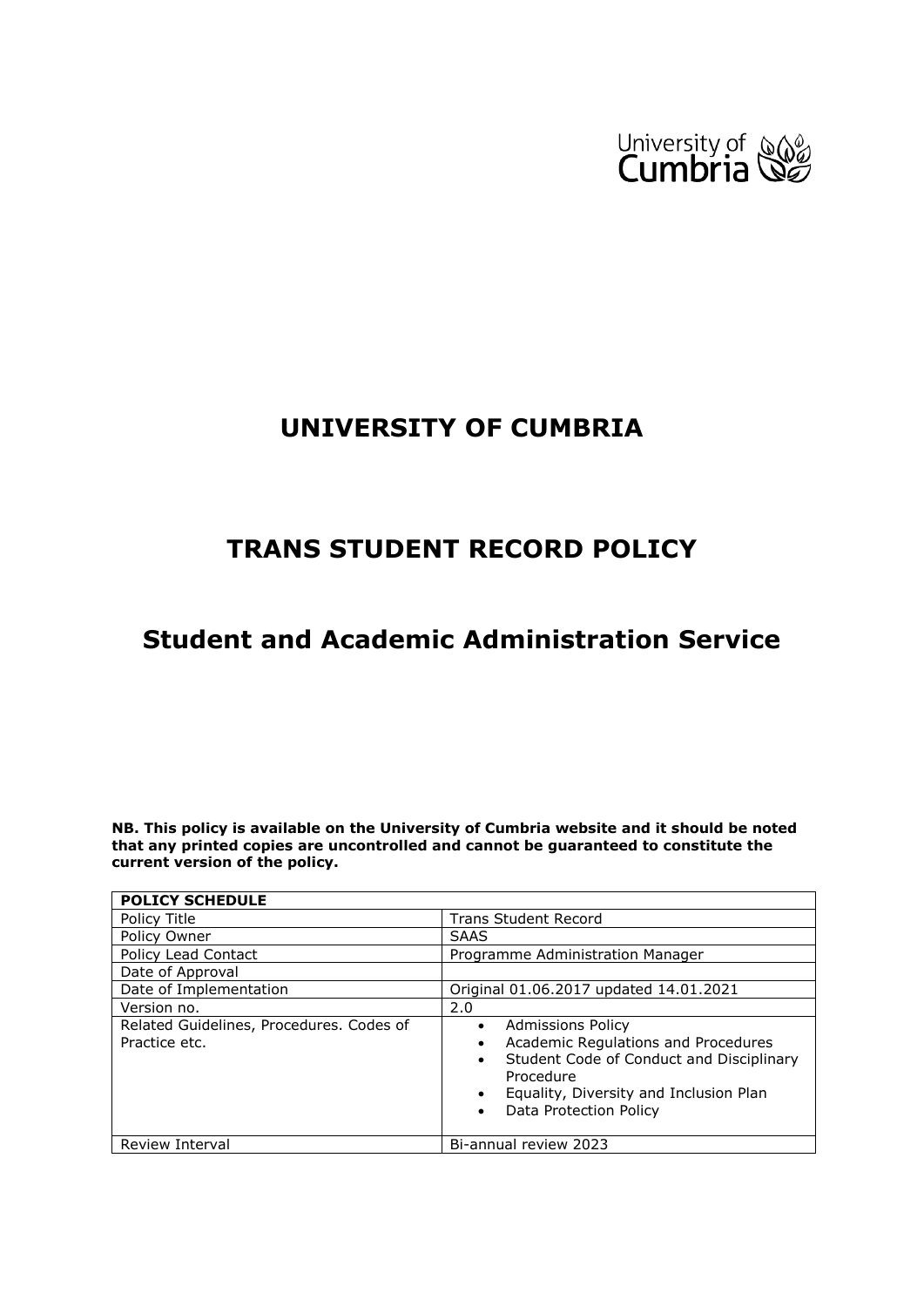University of Cumbria

# UNIVERSITY OF CUMBRIA

# TRANS STUDENT RECORD POLICY

# Student and Academic Administration Service

**NB. This policy is available on the University of Cumbria website and it should be noted that any printed copies are uncontrolled and cannot be guaranteed to constitute the current version of the policy.**

| **POLICY SCHEDULE** | |
|---|---|
| Policy Title | Trans Student Record |
| Policy Owner | SAAS |
| Policy Lead Contact | Programme Administration Manager |
| Date of Approval | |
| Date of Implementation | Original 01.06.2017 updated 14.01.2021 |
| Version no. | 2.0 |
| Related Guidelines, Procedures. Codes of Practice etc. | • Admissions Policy<br>• Academic Regulations and Procedures<br>• Student Code of Conduct and Disciplinary Procedure<br>• Equality, Diversity and Inclusion Plan<br>• Data Protection Policy |
| Review Interval | Bi-annual review 2023 |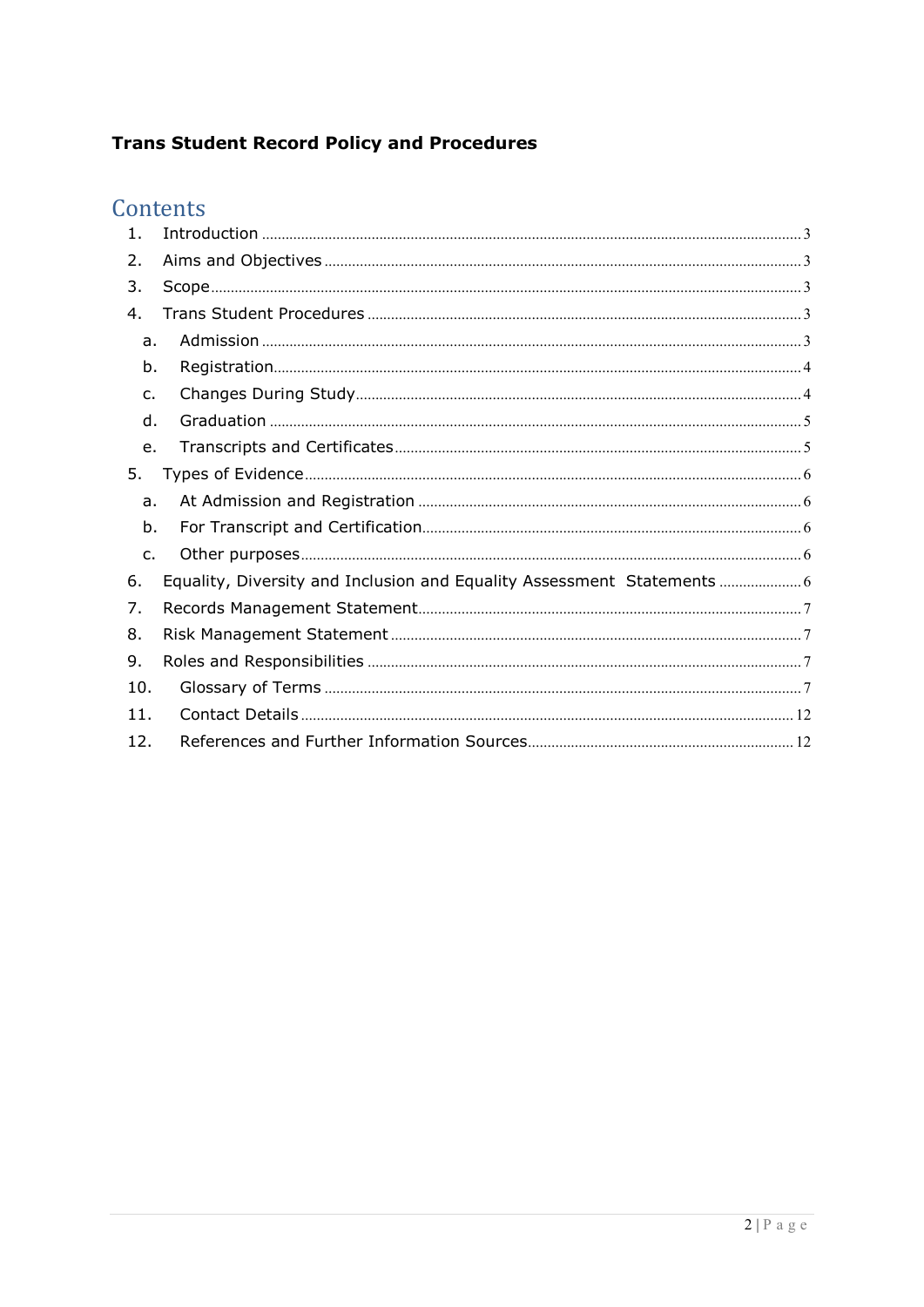**Trans Student Record Policy and Procedures**

## Contents

1. Introduction ..... 3
2. Aims and Objectives ..... 3
3. Scope ..... 3
4. Trans Student Procedures ..... 3
   - a. Admission ..... 3
   - b. Registration ..... 4
   - c. Changes During Study ..... 4
   - d. Graduation ..... 5
   - e. Transcripts and Certificates ..... 5
5. Types of Evidence ..... 6
   - a. At Admission and Registration ..... 6
   - b. For Transcript and Certification ..... 6
   - c. Other purposes ..... 6
6. Equality, Diversity and Inclusion and Equality Assessment Statements ..... 6
7. Records Management Statement ..... 7
8. Risk Management Statement ..... 7
9. Roles and Responsibilities ..... 7
10. Glossary of Terms ..... 7
11. Contact Details ..... 12
12. References and Further Information Sources ..... 12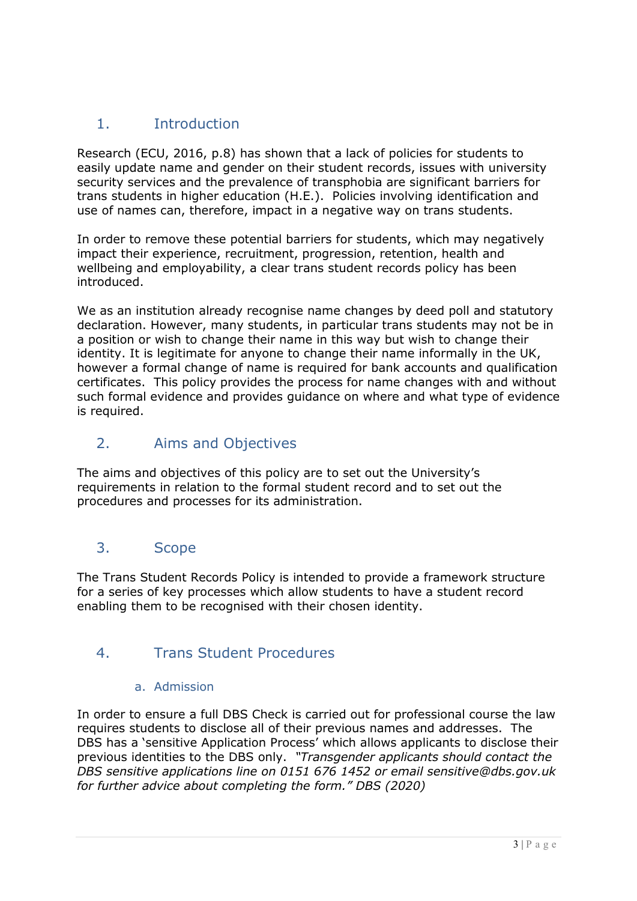## 1. Introduction

Research (ECU, 2016, p.8) has shown that a lack of policies for students to easily update name and gender on their student records, issues with university security services and the prevalence of transphobia are significant barriers for trans students in higher education (H.E.). Policies involving identification and use of names can, therefore, impact in a negative way on trans students.

In order to remove these potential barriers for students, which may negatively impact their experience, recruitment, progression, retention, health and wellbeing and employability, a clear trans student records policy has been introduced.

We as an institution already recognise name changes by deed poll and statutory declaration. However, many students, in particular trans students may not be in a position or wish to change their name in this way but wish to change their identity. It is legitimate for anyone to change their name informally in the UK, however a formal change of name is required for bank accounts and qualification certificates. This policy provides the process for name changes with and without such formal evidence and provides guidance on where and what type of evidence is required.

## 2. Aims and Objectives

The aims and objectives of this policy are to set out the University's requirements in relation to the formal student record and to set out the procedures and processes for its administration.

## 3. Scope

The Trans Student Records Policy is intended to provide a framework structure for a series of key processes which allow students to have a student record enabling them to be recognised with their chosen identity.

## 4. Trans Student Procedures

### a. Admission

In order to ensure a full DBS Check is carried out for professional course the law requires students to disclose all of their previous names and addresses. The DBS has a 'sensitive Application Process' which allows applicants to disclose their previous identities to the DBS only. *"Transgender applicants should contact the DBS sensitive applications line on 0151 676 1452 or email sensitive@dbs.gov.uk for further advice about completing the form." DBS (2020)*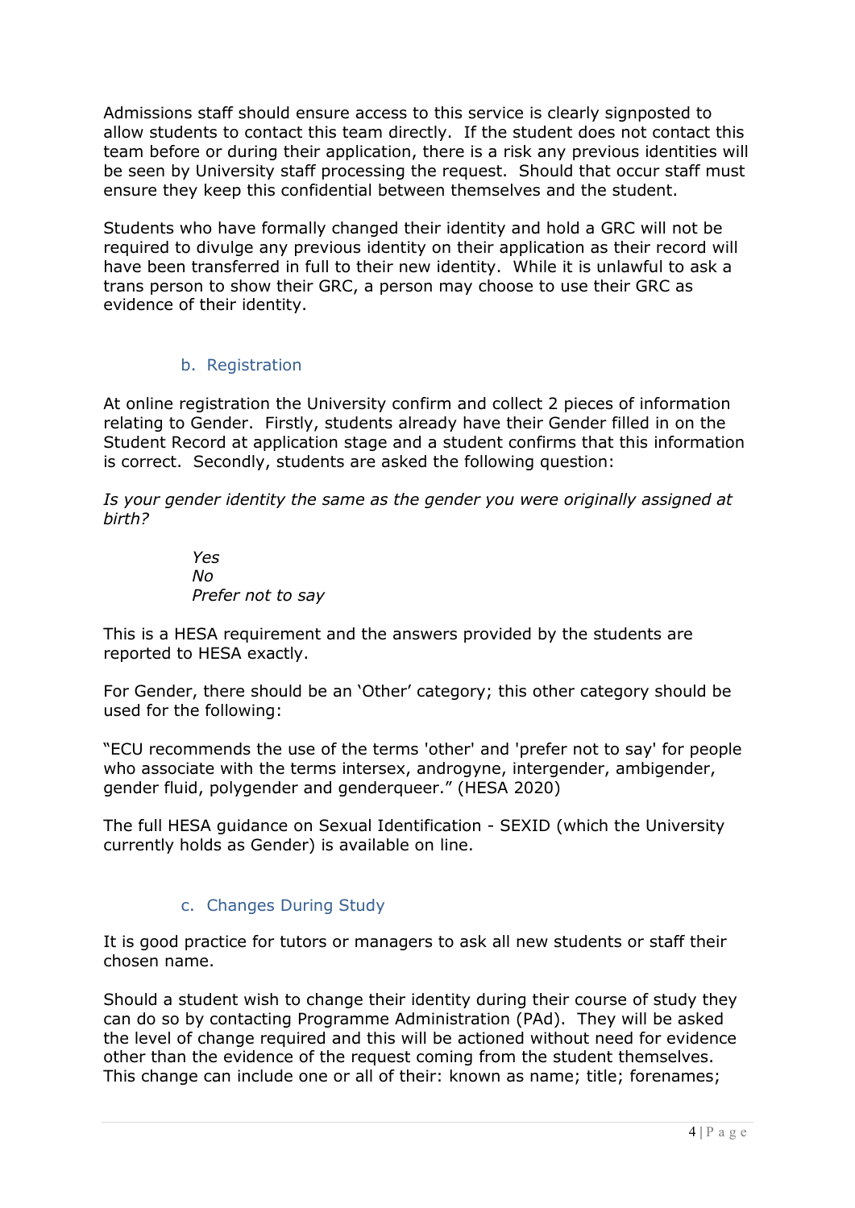Admissions staff should ensure access to this service is clearly signposted to allow students to contact this team directly. If the student does not contact this team before or during their application, there is a risk any previous identities will be seen by University staff processing the request. Should that occur staff must ensure they keep this confidential between themselves and the student.

Students who have formally changed their identity and hold a GRC will not be required to divulge any previous identity on their application as their record will have been transferred in full to their new identity. While it is unlawful to ask a trans person to show their GRC, a person may choose to use their GRC as evidence of their identity.

### b. Registration

At online registration the University confirm and collect 2 pieces of information relating to Gender. Firstly, students already have their Gender filled in on the Student Record at application stage and a student confirms that this information is correct. Secondly, students are asked the following question:

*Is your gender identity the same as the gender you were originally assigned at birth?*

*Yes*
*No*
*Prefer not to say*

This is a HESA requirement and the answers provided by the students are reported to HESA exactly.

For Gender, there should be an 'Other' category; this other category should be used for the following:

"ECU recommends the use of the terms 'other' and 'prefer not to say' for people who associate with the terms intersex, androgyne, intergender, ambigender, gender fluid, polygender and genderqueer." (HESA 2020)

The full HESA guidance on Sexual Identification - SEXID (which the University currently holds as Gender) is available on line.

### c. Changes During Study

It is good practice for tutors or managers to ask all new students or staff their chosen name.

Should a student wish to change their identity during their course of study they can do so by contacting Programme Administration (PAd). They will be asked the level of change required and this will be actioned without need for evidence other than the evidence of the request coming from the student themselves. This change can include one or all of their: known as name; title; forenames;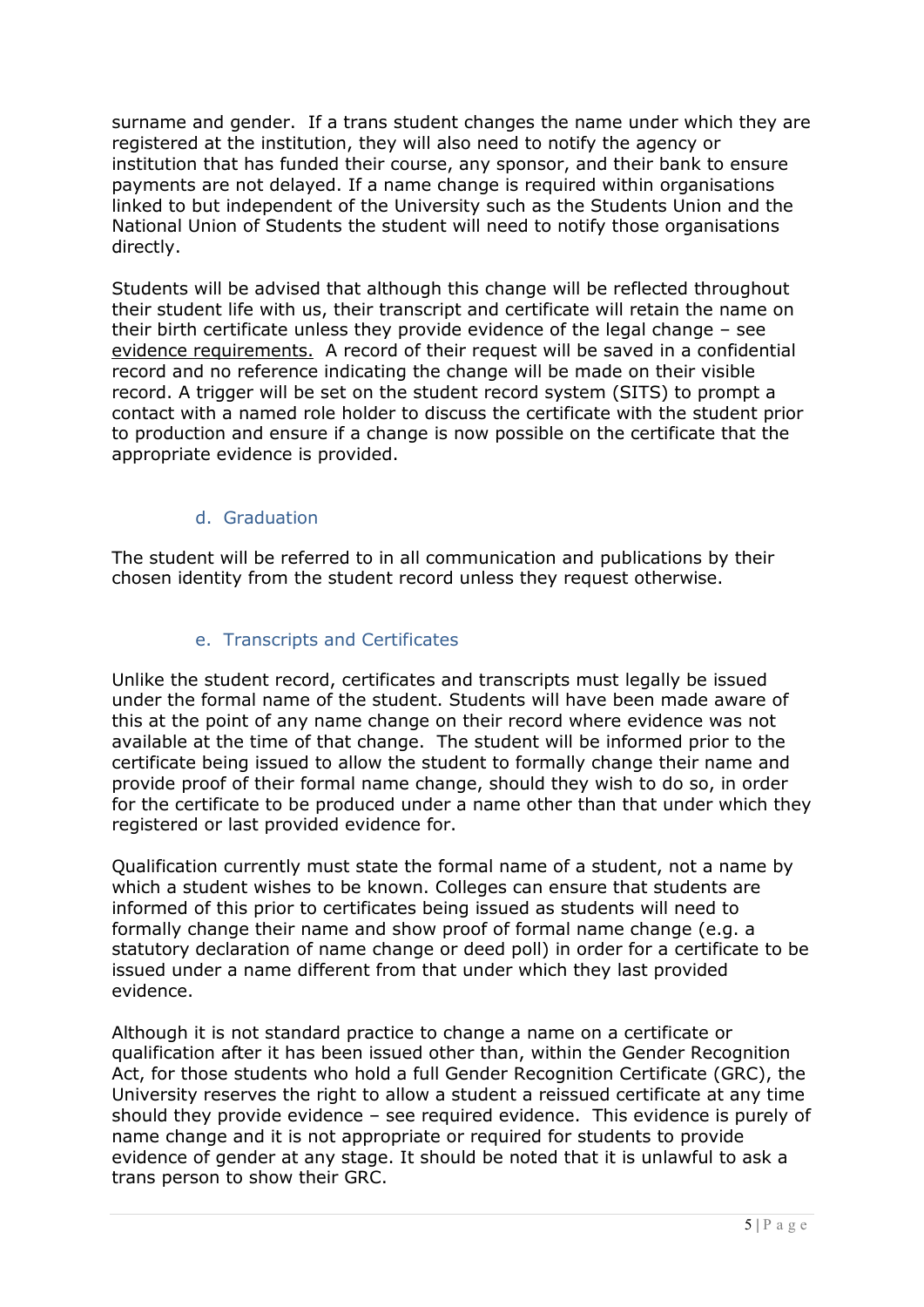surname and gender. If a trans student changes the name under which they are registered at the institution, they will also need to notify the agency or institution that has funded their course, any sponsor, and their bank to ensure payments are not delayed. If a name change is required within organisations linked to but independent of the University such as the Students Union and the National Union of Students the student will need to notify those organisations directly.

Students will be advised that although this change will be reflected throughout their student life with us, their transcript and certificate will retain the name on their birth certificate unless they provide evidence of the legal change – see evidence requirements. A record of their request will be saved in a confidential record and no reference indicating the change will be made on their visible record. A trigger will be set on the student record system (SITS) to prompt a contact with a named role holder to discuss the certificate with the student prior to production and ensure if a change is now possible on the certificate that the appropriate evidence is provided.

### d. Graduation

The student will be referred to in all communication and publications by their chosen identity from the student record unless they request otherwise.

### e. Transcripts and Certificates

Unlike the student record, certificates and transcripts must legally be issued under the formal name of the student. Students will have been made aware of this at the point of any name change on their record where evidence was not available at the time of that change. The student will be informed prior to the certificate being issued to allow the student to formally change their name and provide proof of their formal name change, should they wish to do so, in order for the certificate to be produced under a name other than that under which they registered or last provided evidence for.

Qualification currently must state the formal name of a student, not a name by which a student wishes to be known. Colleges can ensure that students are informed of this prior to certificates being issued as students will need to formally change their name and show proof of formal name change (e.g. a statutory declaration of name change or deed poll) in order for a certificate to be issued under a name different from that under which they last provided evidence.

Although it is not standard practice to change a name on a certificate or qualification after it has been issued other than, within the Gender Recognition Act, for those students who hold a full Gender Recognition Certificate (GRC), the University reserves the right to allow a student a reissued certificate at any time should they provide evidence – see required evidence. This evidence is purely of name change and it is not appropriate or required for students to provide evidence of gender at any stage. It should be noted that it is unlawful to ask a trans person to show their GRC.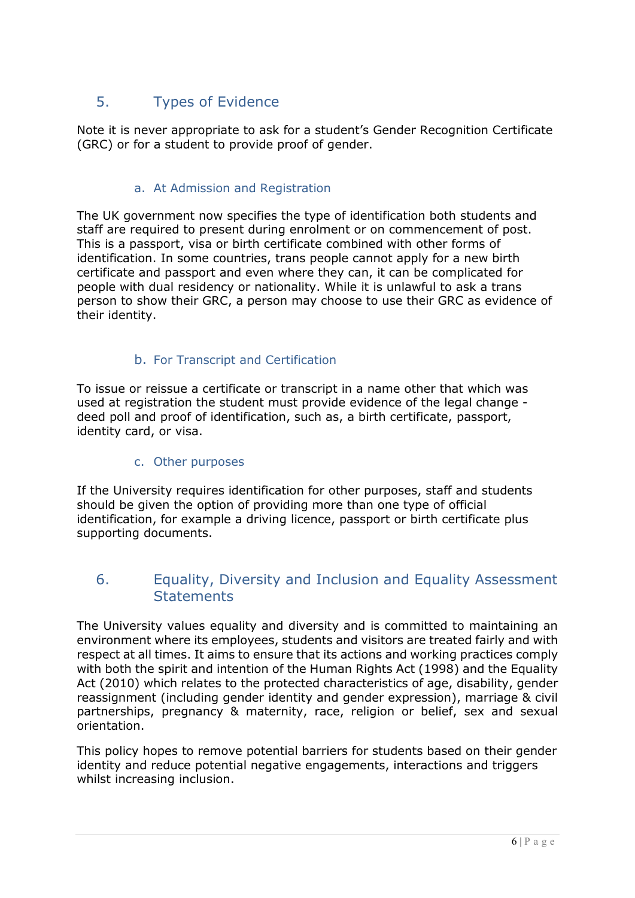## 5. Types of Evidence

Note it is never appropriate to ask for a student's Gender Recognition Certificate (GRC) or for a student to provide proof of gender.

### a. At Admission and Registration

The UK government now specifies the type of identification both students and staff are required to present during enrolment or on commencement of post. This is a passport, visa or birth certificate combined with other forms of identification. In some countries, trans people cannot apply for a new birth certificate and passport and even where they can, it can be complicated for people with dual residency or nationality. While it is unlawful to ask a trans person to show their GRC, a person may choose to use their GRC as evidence of their identity.

### b. For Transcript and Certification

To issue or reissue a certificate or transcript in a name other that which was used at registration the student must provide evidence of the legal change - deed poll and proof of identification, such as, a birth certificate, passport, identity card, or visa.

### c. Other purposes

If the University requires identification for other purposes, staff and students should be given the option of providing more than one type of official identification, for example a driving licence, passport or birth certificate plus supporting documents.

## 6. Equality, Diversity and Inclusion and Equality Assessment Statements

The University values equality and diversity and is committed to maintaining an environment where its employees, students and visitors are treated fairly and with respect at all times. It aims to ensure that its actions and working practices comply with both the spirit and intention of the Human Rights Act (1998) and the Equality Act (2010) which relates to the protected characteristics of age, disability, gender reassignment (including gender identity and gender expression), marriage & civil partnerships, pregnancy & maternity, race, religion or belief, sex and sexual orientation.

This policy hopes to remove potential barriers for students based on their gender identity and reduce potential negative engagements, interactions and triggers whilst increasing inclusion.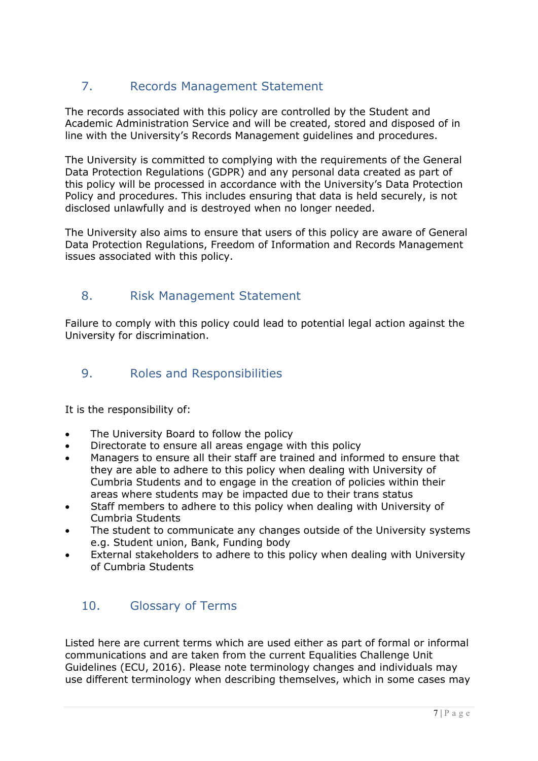## 7. Records Management Statement

The records associated with this policy are controlled by the Student and Academic Administration Service and will be created, stored and disposed of in line with the University's Records Management guidelines and procedures.

The University is committed to complying with the requirements of the General Data Protection Regulations (GDPR) and any personal data created as part of this policy will be processed in accordance with the University's Data Protection Policy and procedures. This includes ensuring that data is held securely, is not disclosed unlawfully and is destroyed when no longer needed.

The University also aims to ensure that users of this policy are aware of General Data Protection Regulations, Freedom of Information and Records Management issues associated with this policy.

## 8. Risk Management Statement

Failure to comply with this policy could lead to potential legal action against the University for discrimination.

## 9. Roles and Responsibilities

It is the responsibility of:

- The University Board to follow the policy
- Directorate to ensure all areas engage with this policy
- Managers to ensure all their staff are trained and informed to ensure that they are able to adhere to this policy when dealing with University of Cumbria Students and to engage in the creation of policies within their areas where students may be impacted due to their trans status
- Staff members to adhere to this policy when dealing with University of Cumbria Students
- The student to communicate any changes outside of the University systems e.g. Student union, Bank, Funding body
- External stakeholders to adhere to this policy when dealing with University of Cumbria Students

## 10. Glossary of Terms

Listed here are current terms which are used either as part of formal or informal communications and are taken from the current Equalities Challenge Unit Guidelines (ECU, 2016). Please note terminology changes and individuals may use different terminology when describing themselves, which in some cases may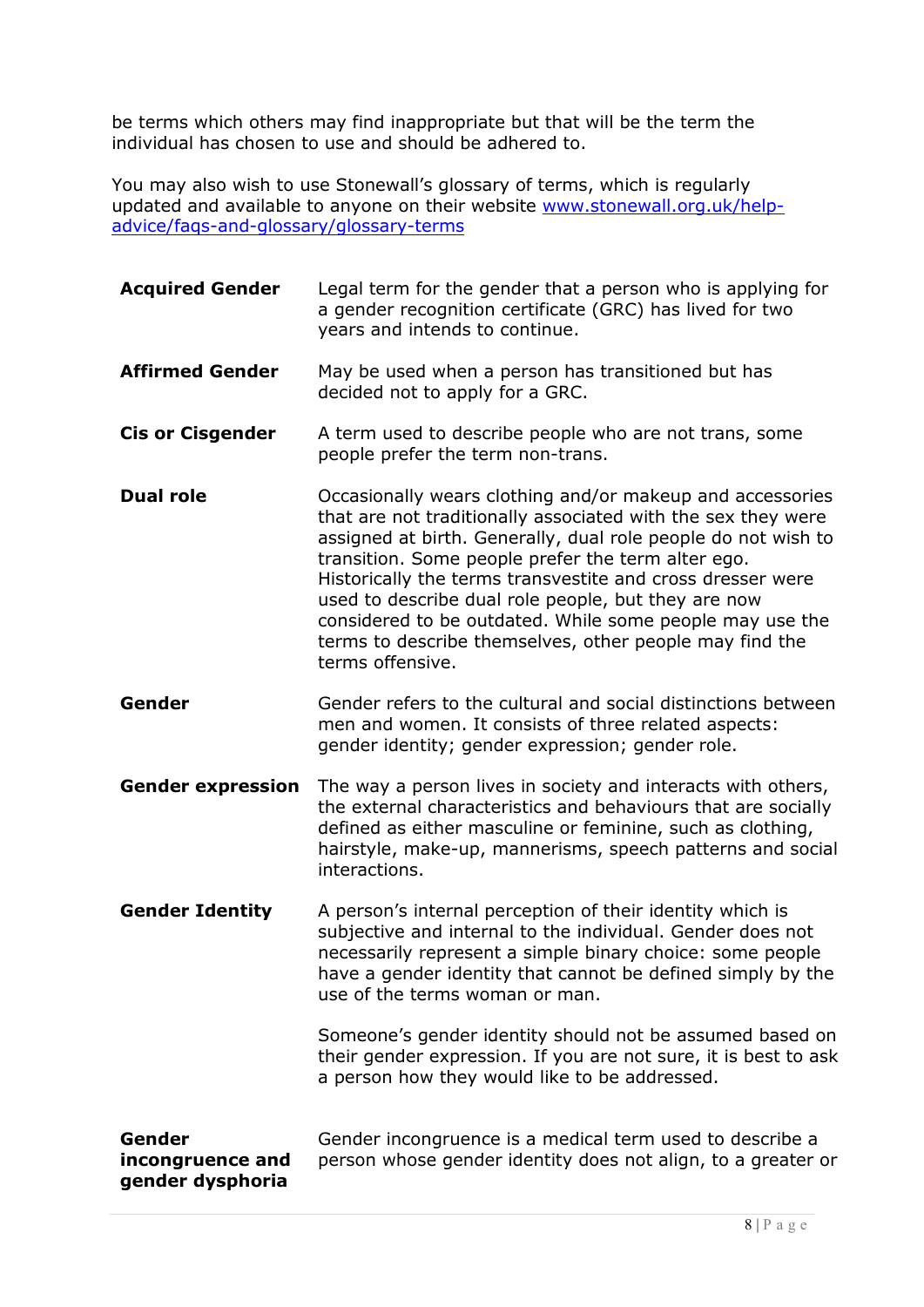be terms which others may find inappropriate but that will be the term the individual has chosen to use and should be adhered to.

You may also wish to use Stonewall's glossary of terms, which is regularly updated and available to anyone on their website [www.stonewall.org.uk/help-advice/faqs-and-glossary/glossary-terms](www.stonewall.org.uk/help-advice/faqs-and-glossary/glossary-terms)

| | |
|---|---|
| **Acquired Gender** | Legal term for the gender that a person who is applying for a gender recognition certificate (GRC) has lived for two years and intends to continue. |
| **Affirmed Gender** | May be used when a person has transitioned but has decided not to apply for a GRC. |
| **Cis or Cisgender** | A term used to describe people who are not trans, some people prefer the term non-trans. |
| **Dual role** | Occasionally wears clothing and/or makeup and accessories that are not traditionally associated with the sex they were assigned at birth. Generally, dual role people do not wish to transition. Some people prefer the term alter ego. Historically the terms transvestite and cross dresser were used to describe dual role people, but they are now considered to be outdated. While some people may use the terms to describe themselves, other people may find the terms offensive. |
| **Gender** | Gender refers to the cultural and social distinctions between men and women. It consists of three related aspects: gender identity; gender expression; gender role. |
| **Gender expression** | The way a person lives in society and interacts with others, the external characteristics and behaviours that are socially defined as either masculine or feminine, such as clothing, hairstyle, make-up, mannerisms, speech patterns and social interactions. |
| **Gender Identity** | A person's internal perception of their identity which is subjective and internal to the individual. Gender does not necessarily represent a simple binary choice: some people have a gender identity that cannot be defined simply by the use of the terms woman or man.<br><br>Someone's gender identity should not be assumed based on their gender expression. If you are not sure, it is best to ask a person how they would like to be addressed. |
| **Gender incongruence and gender dysphoria** | Gender incongruence is a medical term used to describe a person whose gender identity does not align, to a greater or |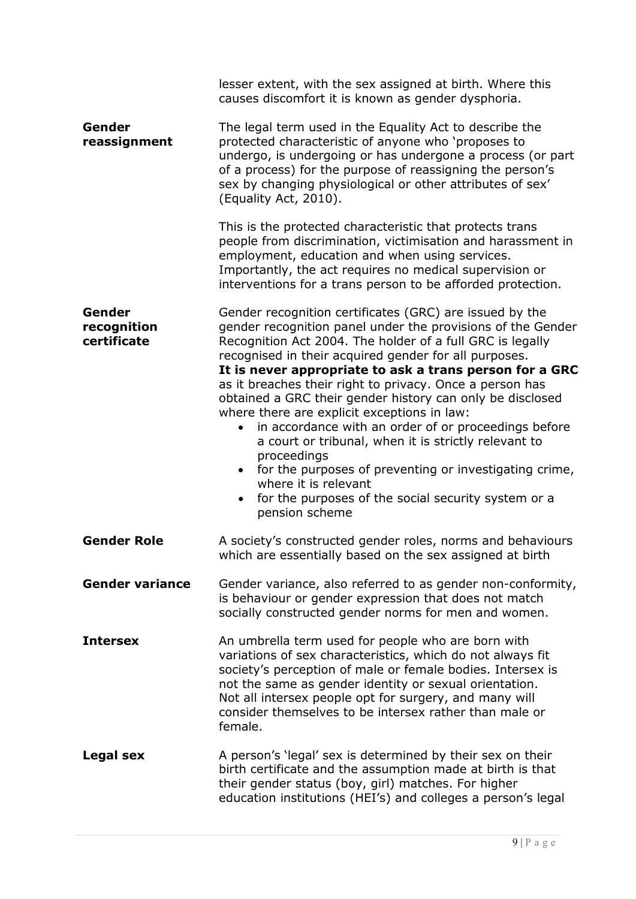lesser extent, with the sex assigned at birth. Where this causes discomfort it is known as gender dysphoria.

**Gender reassignment**

The legal term used in the Equality Act to describe the protected characteristic of anyone who 'proposes to undergo, is undergoing or has undergone a process (or part of a process) for the purpose of reassigning the person's sex by changing physiological or other attributes of sex' (Equality Act, 2010).

This is the protected characteristic that protects trans people from discrimination, victimisation and harassment in employment, education and when using services. Importantly, the act requires no medical supervision or interventions for a trans person to be afforded protection.

**Gender recognition certificate**

Gender recognition certificates (GRC) are issued by the gender recognition panel under the provisions of the Gender Recognition Act 2004. The holder of a full GRC is legally recognised in their acquired gender for all purposes. **It is never appropriate to ask a trans person for a GRC** as it breaches their right to privacy. Once a person has obtained a GRC their gender history can only be disclosed where there are explicit exceptions in law:

- in accordance with an order of or proceedings before a court or tribunal, when it is strictly relevant to proceedings
- for the purposes of preventing or investigating crime, where it is relevant
- for the purposes of the social security system or a pension scheme

**Gender Role**

A society's constructed gender roles, norms and behaviours which are essentially based on the sex assigned at birth

**Gender variance**

Gender variance, also referred to as gender non-conformity, is behaviour or gender expression that does not match socially constructed gender norms for men and women.

**Intersex**

An umbrella term used for people who are born with variations of sex characteristics, which do not always fit society's perception of male or female bodies. Intersex is not the same as gender identity or sexual orientation. Not all intersex people opt for surgery, and many will consider themselves to be intersex rather than male or female.

**Legal sex**

A person's 'legal' sex is determined by their sex on their birth certificate and the assumption made at birth is that their gender status (boy, girl) matches. For higher education institutions (HEI's) and colleges a person's legal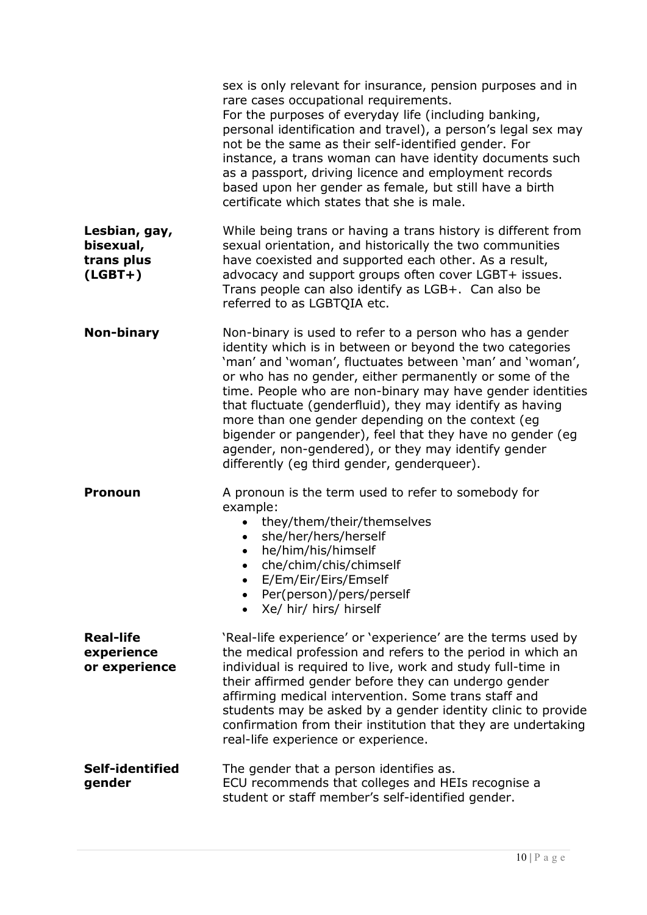| | |
|---|---|
| | sex is only relevant for insurance, pension purposes and in rare cases occupational requirements.<br>For the purposes of everyday life (including banking, personal identification and travel), a person's legal sex may not be the same as their self-identified gender. For instance, a trans woman can have identity documents such as a passport, driving licence and employment records based upon her gender as female, but still have a birth certificate which states that she is male. |
| **Lesbian, gay, bisexual, trans plus (LGBT+)** | While being trans or having a trans history is different from sexual orientation, and historically the two communities have coexisted and supported each other. As a result, advocacy and support groups often cover LGBT+ issues. Trans people can also identify as LGB+. Can also be referred to as LGBTQIA etc. |
| **Non-binary** | Non-binary is used to refer to a person who has a gender identity which is in between or beyond the two categories 'man' and 'woman', fluctuates between 'man' and 'woman', or who has no gender, either permanently or some of the time. People who are non-binary may have gender identities that fluctuate (genderfluid), they may identify as having more than one gender depending on the context (eg bigender or pangender), feel that they have no gender (eg agender, non-gendered), or they may identify gender differently (eg third gender, genderqueer). |
| **Pronoun** | A pronoun is the term used to refer to somebody for example:<br>• they/them/their/themselves<br>• she/her/hers/herself<br>• he/him/his/himself<br>• che/chim/chis/chimself<br>• E/Em/Eir/Eirs/Emself<br>• Per(person)/pers/perself<br>• Xe/ hir/ hirs/ hirself |
| **Real-life experience or experience** | 'Real-life experience' or 'experience' are the terms used by the medical profession and refers to the period in which an individual is required to live, work and study full-time in their affirmed gender before they can undergo gender affirming medical intervention. Some trans staff and students may be asked by a gender identity clinic to provide confirmation from their institution that they are undertaking real-life experience or experience. |
| **Self-identified gender** | The gender that a person identifies as.<br>ECU recommends that colleges and HEIs recognise a student or staff member's self-identified gender. |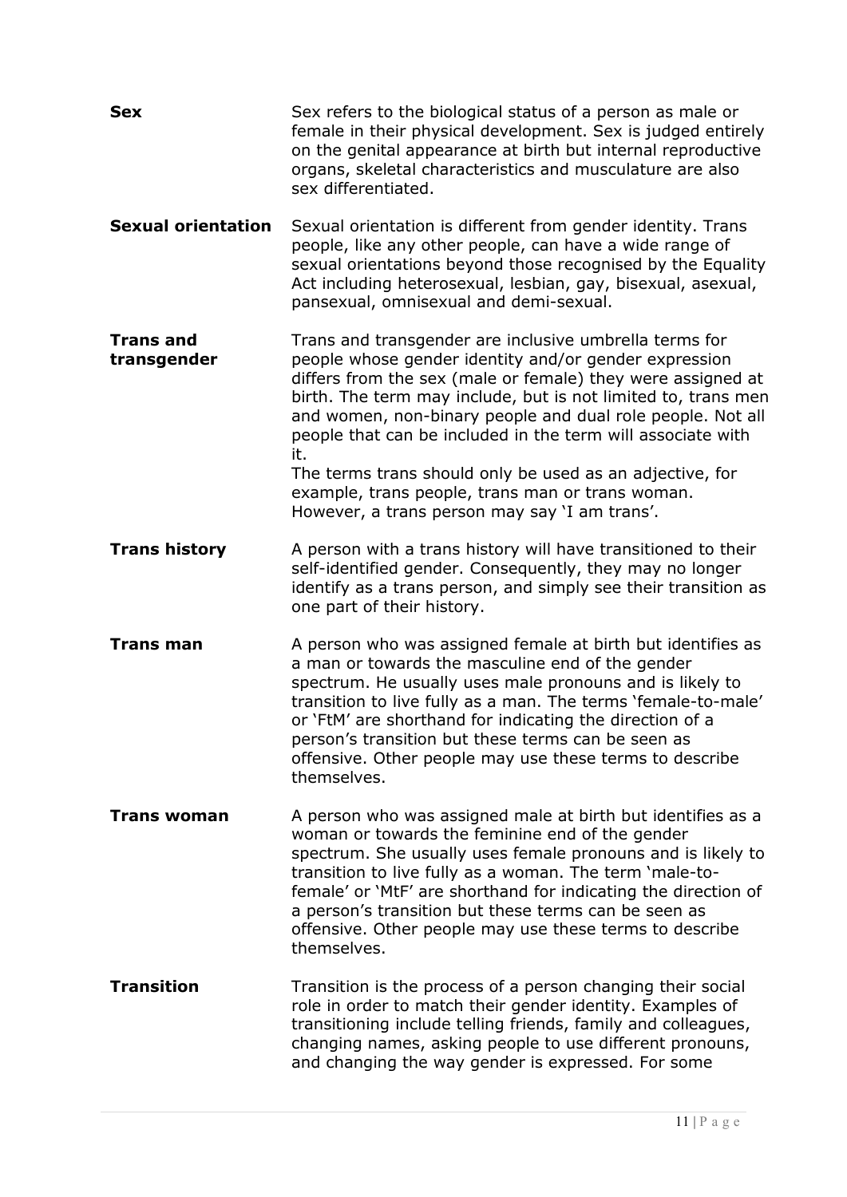**Sex**

Sex refers to the biological status of a person as male or female in their physical development. Sex is judged entirely on the genital appearance at birth but internal reproductive organs, skeletal characteristics and musculature are also sex differentiated.

**Sexual orientation**

Sexual orientation is different from gender identity. Trans people, like any other people, can have a wide range of sexual orientations beyond those recognised by the Equality Act including heterosexual, lesbian, gay, bisexual, asexual, pansexual, omnisexual and demi-sexual.

**Trans and transgender**

Trans and transgender are inclusive umbrella terms for people whose gender identity and/or gender expression differs from the sex (male or female) they were assigned at birth. The term may include, but is not limited to, trans men and women, non-binary people and dual role people. Not all people that can be included in the term will associate with it.

The terms trans should only be used as an adjective, for example, trans people, trans man or trans woman. However, a trans person may say 'I am trans'.

**Trans history**

A person with a trans history will have transitioned to their self-identified gender. Consequently, they may no longer identify as a trans person, and simply see their transition as one part of their history.

**Trans man**

A person who was assigned female at birth but identifies as a man or towards the masculine end of the gender spectrum. He usually uses male pronouns and is likely to transition to live fully as a man. The terms 'female-to-male' or 'FtM' are shorthand for indicating the direction of a person's transition but these terms can be seen as offensive. Other people may use these terms to describe themselves.

**Trans woman**

A person who was assigned male at birth but identifies as a woman or towards the feminine end of the gender spectrum. She usually uses female pronouns and is likely to transition to live fully as a woman. The term 'male-to-female' or 'MtF' are shorthand for indicating the direction of a person's transition but these terms can be seen as offensive. Other people may use these terms to describe themselves.

**Transition**

Transition is the process of a person changing their social role in order to match their gender identity. Examples of transitioning include telling friends, family and colleagues, changing names, asking people to use different pronouns, and changing the way gender is expressed. For some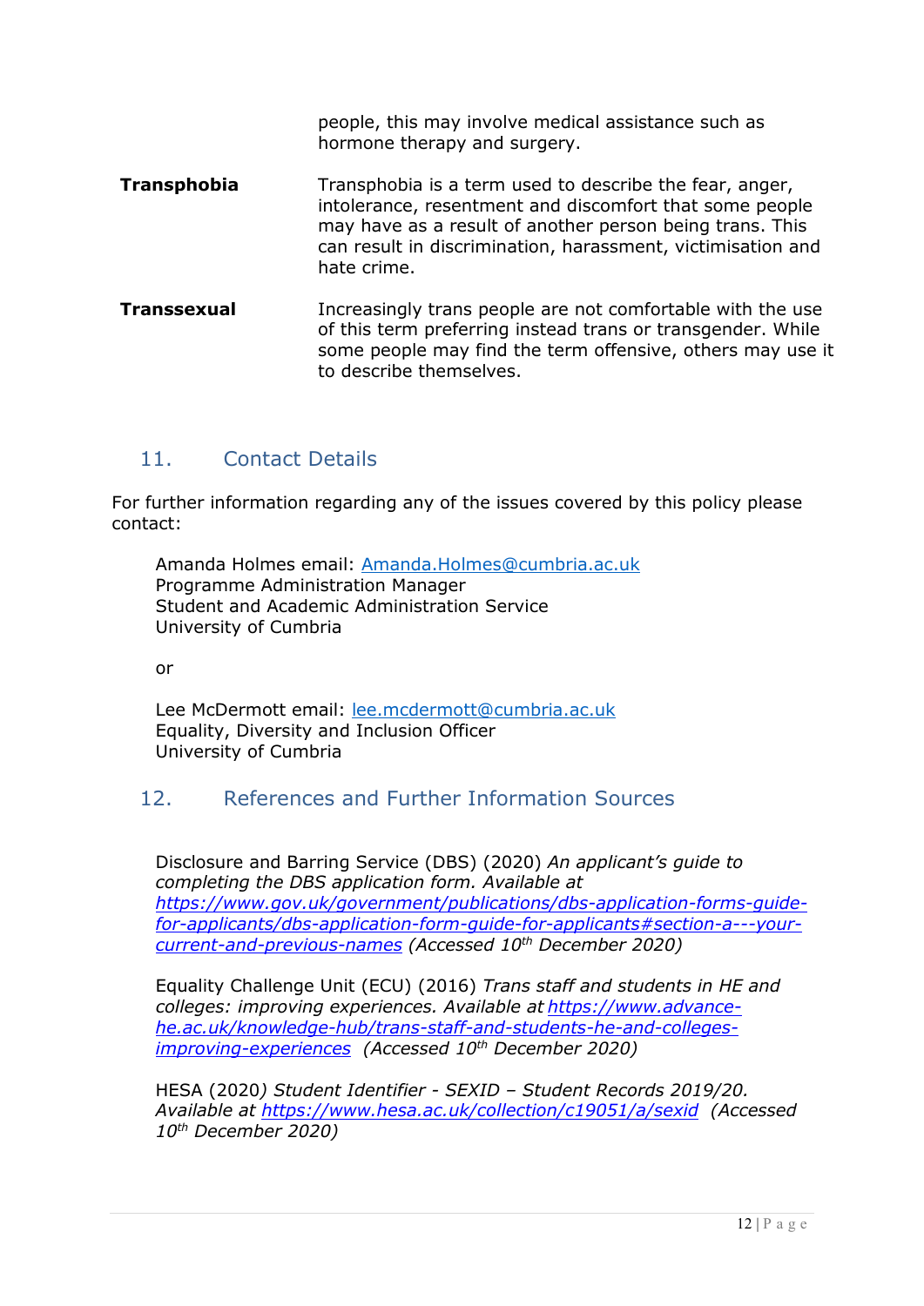|  | people, this may involve medical assistance such as hormone therapy and surgery. |
|---|---|
| **Transphobia** | Transphobia is a term used to describe the fear, anger, intolerance, resentment and discomfort that some people may have as a result of another person being trans. This can result in discrimination, harassment, victimisation and hate crime. |
| **Transsexual** | Increasingly trans people are not comfortable with the use of this term preferring instead trans or transgender. While some people may find the term offensive, others may use it to describe themselves. |

## 11. Contact Details

For further information regarding any of the issues covered by this policy please contact:

Amanda Holmes email: Amanda.Holmes@cumbria.ac.uk
Programme Administration Manager
Student and Academic Administration Service
University of Cumbria

or

Lee McDermott email: lee.mcdermott@cumbria.ac.uk
Equality, Diversity and Inclusion Officer
University of Cumbria

## 12. References and Further Information Sources

Disclosure and Barring Service (DBS) (2020) *An applicant's guide to completing the DBS application form. Available at https://www.gov.uk/government/publications/dbs-application-forms-guide-for-applicants/dbs-application-form-guide-for-applicants#section-a---your-current-and-previous-names (Accessed 10th December 2020)*

Equality Challenge Unit (ECU) (2016) *Trans staff and students in HE and colleges: improving experiences. Available at https://www.advance-he.ac.uk/knowledge-hub/trans-staff-and-students-he-and-colleges-improving-experiences (Accessed 10th December 2020)*

HESA (2020*) Student Identifier - SEXID – Student Records 2019/20. Available at https://www.hesa.ac.uk/collection/c19051/a/sexid (Accessed 10th December 2020)*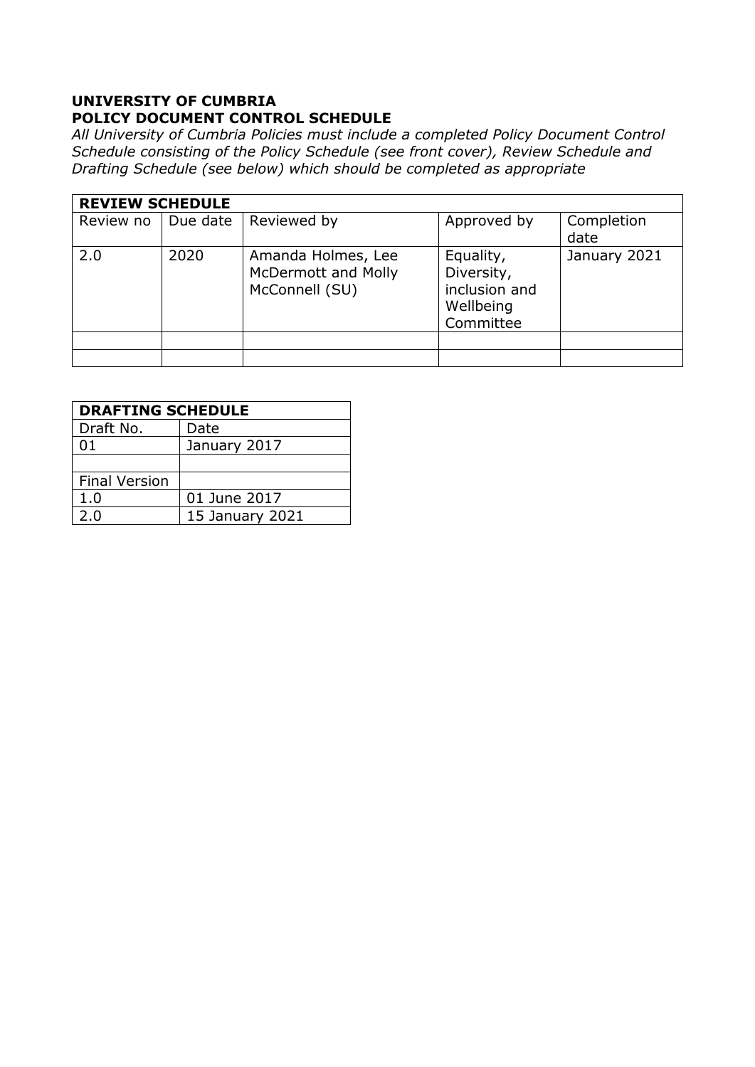**UNIVERSITY OF CUMBRIA**
**POLICY DOCUMENT CONTROL SCHEDULE**

*All University of Cumbria Policies must include a completed Policy Document Control Schedule consisting of the Policy Schedule (see front cover), Review Schedule and Drafting Schedule (see below) which should be completed as appropriate*

| **REVIEW SCHEDULE** | | | | |
|---|---|---|---|---|
| Review no | Due date | Reviewed by | Approved by | Completion date |
| 2.0 | 2020 | Amanda Holmes, Lee McDermott and Molly McConnell (SU) | Equality, Diversity, inclusion and Wellbeing Committee | January 2021 |
| | | | | |
| | | | | |

| **DRAFTING SCHEDULE** | |
|---|---|
| Draft No. | Date |
| 01 | January 2017 |
| | |
| Final Version | |
| 1.0 | 01 June 2017 |
| 2.0 | 15 January 2021 |